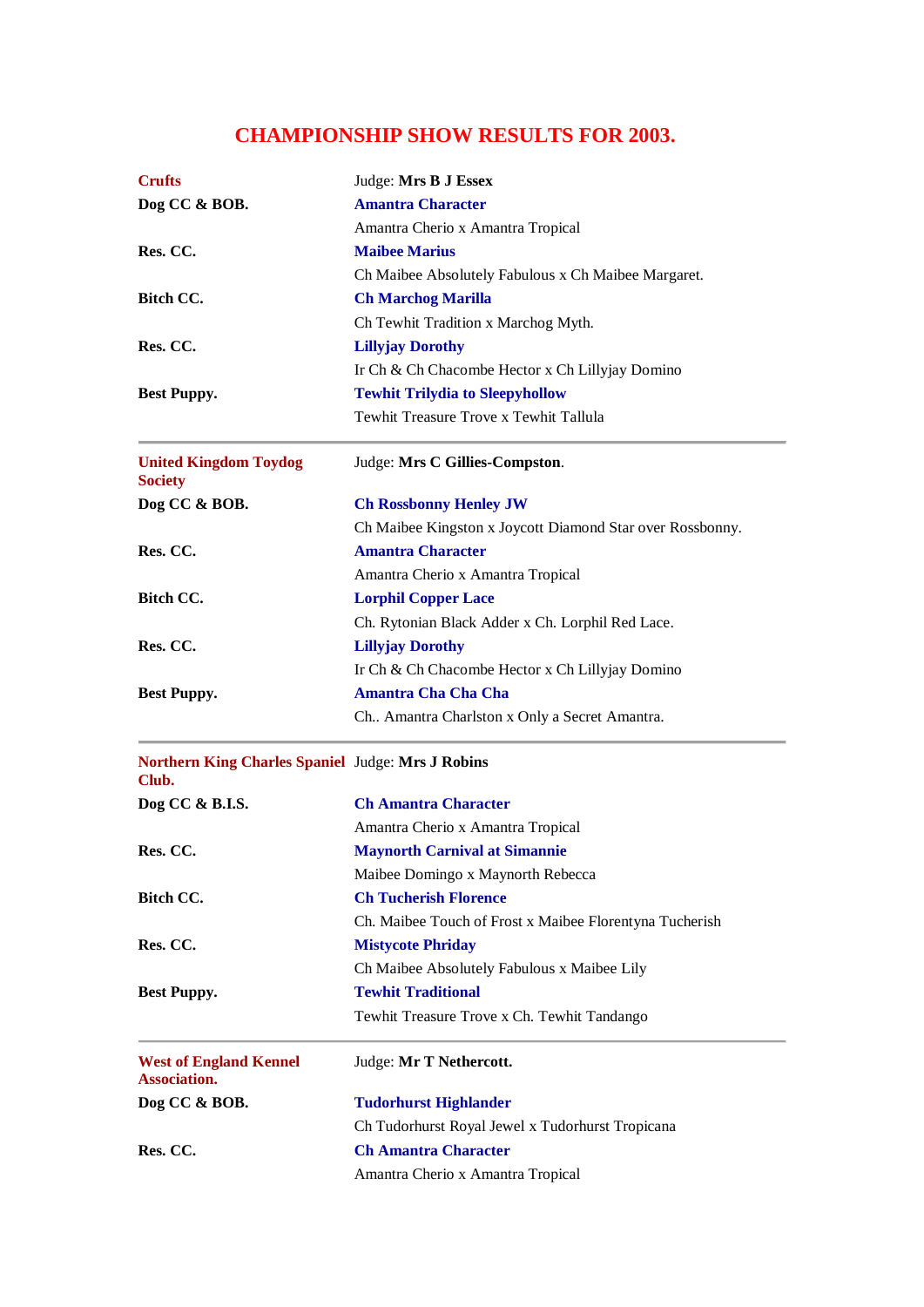# CHAMPIONSHIP SHOW RESULTS FOR 2003.

| **Crufts** | Judge: **Mrs B J Essex** |
|---|---|
| **Dog CC & BOB.** | **Amantra Character** |
| | Amantra Cherio x Amantra Tropical |
| **Res. CC.** | **Maibee Marius** |
| | Ch Maibee Absolutely Fabulous x Ch Maibee Margaret. |
| **Bitch CC.** | **Ch Marchog Marilla** |
| | Ch Tewhit Tradition x Marchog Myth. |
| **Res. CC.** | **Lillyjay Dorothy** |
| | Ir Ch & Ch Chacombe Hector x Ch Lillyjay Domino |
| **Best Puppy.** | **Tewhit Trilydia to Sleepyhollow** |
| | Tewhit Treasure Trove x Tewhit Tallula |

---

| **United Kingdom Toydog Society** | Judge: **Mrs C Gillies-Compston**. |
|---|---|
| **Dog CC & BOB.** | **Ch Rossbonny Henley JW** |
| | Ch Maibee Kingston x Joycott Diamond Star over Rossbonny. |
| **Res. CC.** | **Amantra Character** |
| | Amantra Cherio x Amantra Tropical |
| **Bitch CC.** | **Lorphil Copper Lace** |
| | Ch. Rytonian Black Adder x Ch. Lorphil Red Lace. |
| **Res. CC.** | **Lillyjay Dorothy** |
| | Ir Ch & Ch Chacombe Hector x Ch Lillyjay Domino |
| **Best Puppy.** | **Amantra Cha Cha Cha** |
| | Ch.. Amantra Charlston x Only a Secret Amantra. |

---

| **Northern King Charles Spaniel Club.** | Judge: **Mrs J Robins** |
|---|---|
| **Dog CC & B.I.S.** | **Ch Amantra Character** |
| | Amantra Cherio x Amantra Tropical |
| **Res. CC.** | **Maynorth Carnival at Simannie** |
| | Maibee Domingo x Maynorth Rebecca |
| **Bitch CC.** | **Ch Tucherish Florence** |
| | Ch. Maibee Touch of Frost x Maibee Florentyna Tucherish |
| **Res. CC.** | **Mistycote Phriday** |
| | Ch Maibee Absolutely Fabulous x Maibee Lily |
| **Best Puppy.** | **Tewhit Traditional** |
| | Tewhit Treasure Trove x Ch. Tewhit Tandango |

---

| **West of England Kennel Association.** | Judge: **Mr T Nethercott.** |
|---|---|
| **Dog CC & BOB.** | **Tudorhurst Highlander** |
| | Ch Tudorhurst Royal Jewel x Tudorhurst Tropicana |
| **Res. CC.** | **Ch Amantra Character** |
| | Amantra Cherio x Amantra Tropical |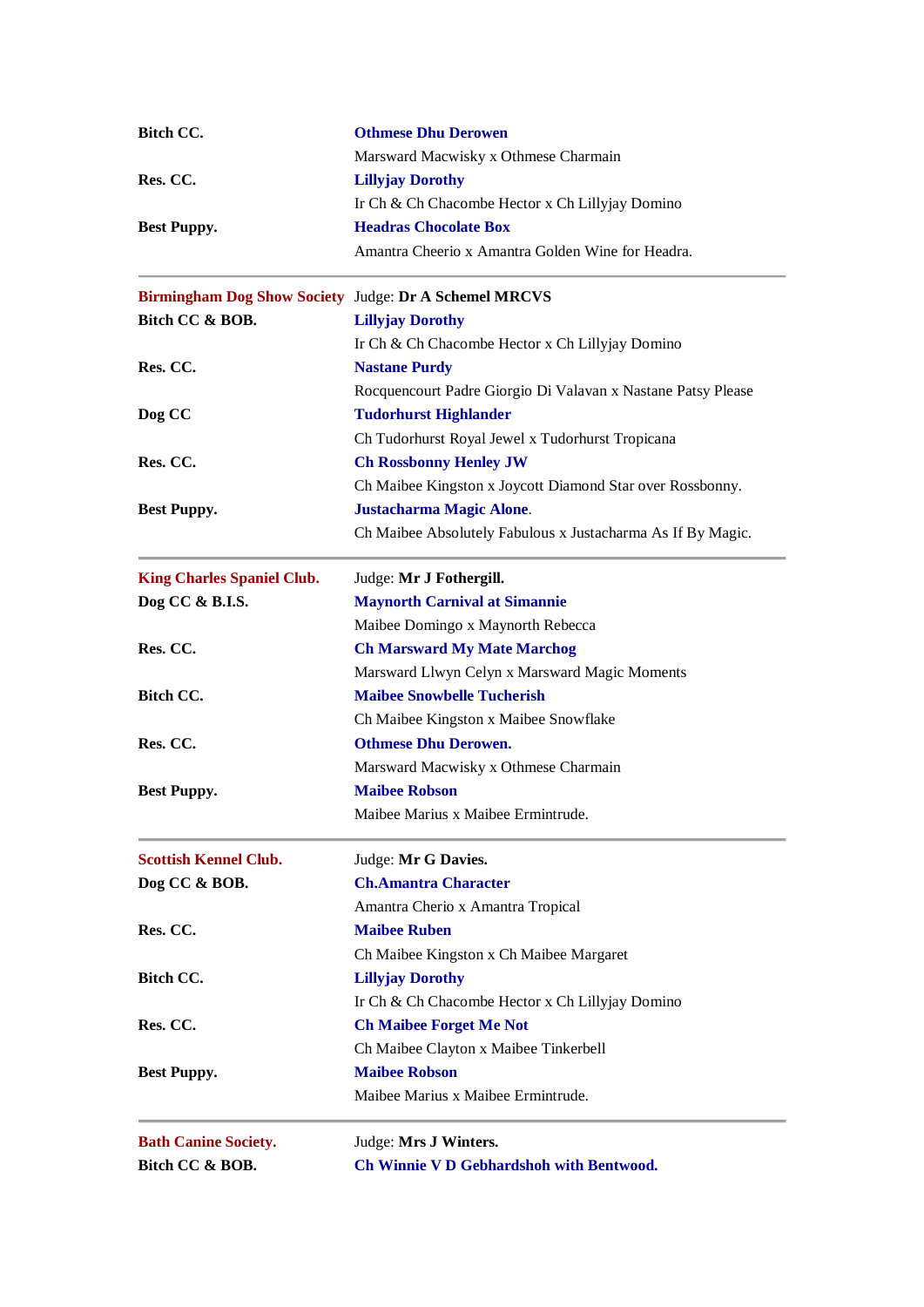| | |
|---|---|
| **Bitch CC.** | **Othmese Dhu Derowen** |
| | Marsward Macwisky x Othmese Charmain |
| **Res. CC.** | **Lillyjay Dorothy** |
| | Ir Ch & Ch Chacombe Hector x Ch Lillyjay Domino |
| **Best Puppy.** | **Headras Chocolate Box** |
| | Amantra Cheerio x Amantra Golden Wine for Headra. |

---

| | |
|---|---|
| **Birmingham Dog Show Society** | Judge: **Dr A Schemel MRCVS** |
| **Bitch CC & BOB.** | **Lillyjay Dorothy** |
| | Ir Ch & Ch Chacombe Hector x Ch Lillyjay Domino |
| **Res. CC.** | **Nastane Purdy** |
| | Rocquencourt Padre Giorgio Di Valavan x Nastane Patsy Please |
| **Dog CC** | **Tudorhurst Highlander** |
| | Ch Tudorhurst Royal Jewel x Tudorhurst Tropicana |
| **Res. CC.** | **Ch Rossbonny Henley JW** |
| | Ch Maibee Kingston x Joycott Diamond Star over Rossbonny. |
| **Best Puppy.** | **Justacharma Magic Alone**. |
| | Ch Maibee Absolutely Fabulous x Justacharma As If By Magic. |

---

| | |
|---|---|
| **King Charles Spaniel Club.** | Judge: **Mr J Fothergill.** |
| **Dog CC & B.I.S.** | **Maynorth Carnival at Simannie** |
| | Maibee Domingo x Maynorth Rebecca |
| **Res. CC.** | **Ch Marsward My Mate Marchog** |
| | Marsward Llwyn Celyn x Marsward Magic Moments |
| **Bitch CC.** | **Maibee Snowbelle Tucherish** |
| | Ch Maibee Kingston x Maibee Snowflake |
| **Res. CC.** | **Othmese Dhu Derowen.** |
| | Marsward Macwisky x Othmese Charmain |
| **Best Puppy.** | **Maibee Robson** |
| | Maibee Marius x Maibee Ermintrude. |

---

| | |
|---|---|
| **Scottish Kennel Club.** | Judge: **Mr G Davies.** |
| **Dog CC & BOB.** | **Ch.Amantra Character** |
| | Amantra Cherio x Amantra Tropical |
| **Res. CC.** | **Maibee Ruben** |
| | Ch Maibee Kingston x Ch Maibee Margaret |
| **Bitch CC.** | **Lillyjay Dorothy** |
| | Ir Ch & Ch Chacombe Hector x Ch Lillyjay Domino |
| **Res. CC.** | **Ch Maibee Forget Me Not** |
| | Ch Maibee Clayton x Maibee Tinkerbell |
| **Best Puppy.** | **Maibee Robson** |
| | Maibee Marius x Maibee Ermintrude. |

---

| | |
|---|---|
| **Bath Canine Society.** | Judge: **Mrs J Winters.** |
| **Bitch CC & BOB.** | **Ch Winnie V D Gebhardshoh with Bentwood.** |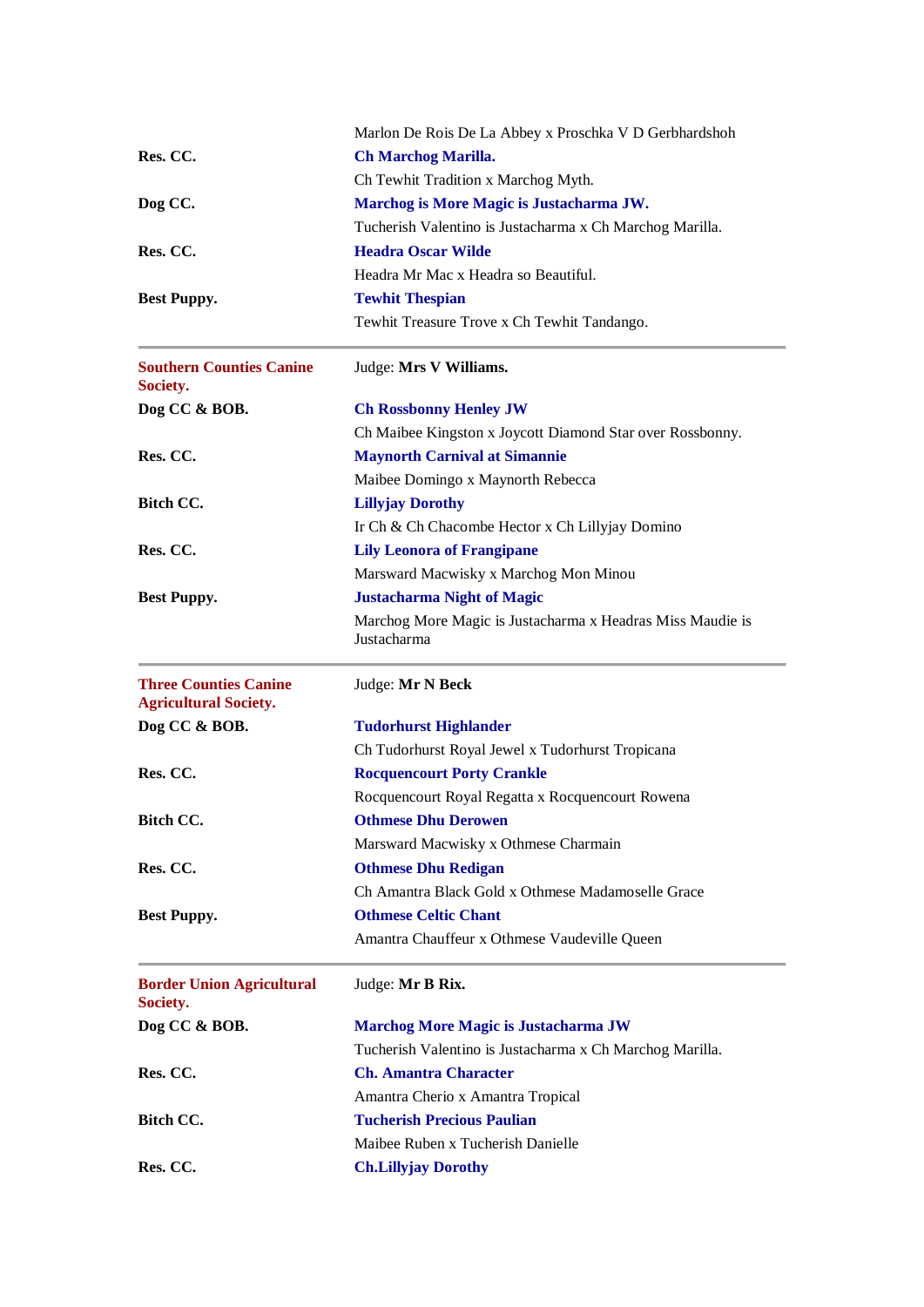| | |
|---|---|
| | Marlon De Rois De La Abbey x Proschka V D Gerbhardshoh |
| **Res. CC.** | **Ch Marchog Marilla.** |
| | Ch Tewhit Tradition x Marchog Myth. |
| **Dog CC.** | **Marchog is More Magic is Justacharma JW.** |
| | Tucherish Valentino is Justacharma x Ch Marchog Marilla. |
| **Res. CC.** | **Headra Oscar Wilde** |
| | Headra Mr Mac x Headra so Beautiful. |
| **Best Puppy.** | **Tewhit Thespian** |
| | Tewhit Treasure Trove x Ch Tewhit Tandango. |

---

| | |
|---|---|
| **Southern Counties Canine Society.** | Judge: **Mrs V Williams.** |
| **Dog CC & BOB.** | **Ch Rossbonny Henley JW** |
| | Ch Maibee Kingston x Joycott Diamond Star over Rossbonny. |
| **Res. CC.** | **Maynorth Carnival at Simannie** |
| | Maibee Domingo x Maynorth Rebecca |
| **Bitch CC.** | **Lillyjay Dorothy** |
| | Ir Ch & Ch Chacombe Hector x Ch Lillyjay Domino |
| **Res. CC.** | **Lily Leonora of Frangipane** |
| | Marsward Macwisky x Marchog Mon Minou |
| **Best Puppy.** | **Justacharma Night of Magic** |
| | Marchog More Magic is Justacharma x Headras Miss Maudie is Justacharma |

---

| | |
|---|---|
| **Three Counties Canine Agricultural Society.** | Judge: **Mr N Beck** |
| **Dog CC & BOB.** | **Tudorhurst Highlander** |
| | Ch Tudorhurst Royal Jewel x Tudorhurst Tropicana |
| **Res. CC.** | **Rocquencourt Porty Crankle** |
| | Rocquencourt Royal Regatta x Rocquencourt Rowena |
| **Bitch CC.** | **Othmese Dhu Derowen** |
| | Marsward Macwisky x Othmese Charmain |
| **Res. CC.** | **Othmese Dhu Redigan** |
| | Ch Amantra Black Gold x Othmese Madamoselle Grace |
| **Best Puppy.** | **Othmese Celtic Chant** |
| | Amantra Chauffeur x Othmese Vaudeville Queen |

---

| | |
|---|---|
| **Border Union Agricultural Society.** | Judge: **Mr B Rix.** |
| **Dog CC & BOB.** | **Marchog More Magic is Justacharma JW** |
| | Tucherish Valentino is Justacharma x Ch Marchog Marilla. |
| **Res. CC.** | **Ch. Amantra Character** |
| | Amantra Cherio x Amantra Tropical |
| **Bitch CC.** | **Tucherish Precious Paulian** |
| | Maibee Ruben x Tucherish Danielle |
| **Res. CC.** | **Ch.Lillyjay Dorothy** |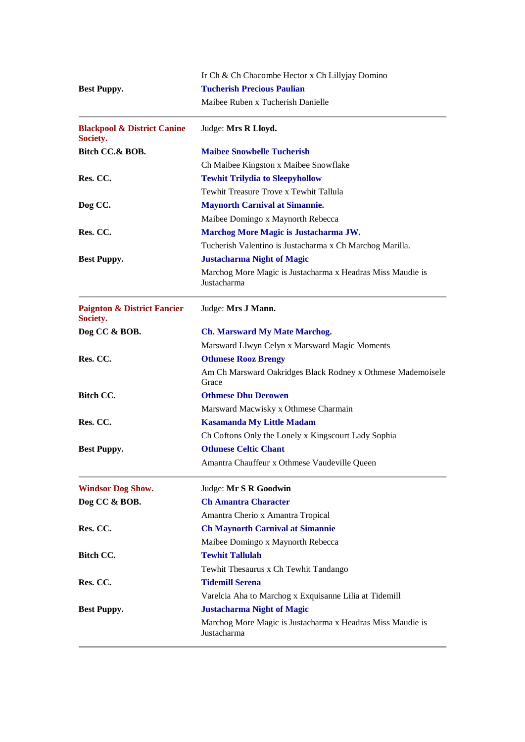| | |
|---|---|
| | Ir Ch & Ch Chacombe Hector x Ch Lillyjay Domino |
| **Best Puppy.** | **Tucherish Precious Paulian** |
| | Maibee Ruben x Tucherish Danielle |

---

| | |
|---|---|
| **Blackpool & District Canine Society.** | Judge: **Mrs R Lloyd.** |
| **Bitch CC.& BOB.** | **Maibee Snowbelle Tucherish** |
| | Ch Maibee Kingston x Maibee Snowflake |
| **Res. CC.** | **Tewhit Trilydia to Sleepyhollow** |
| | Tewhit Treasure Trove x Tewhit Tallula |
| **Dog CC.** | **Maynorth Carnival at Simannie.** |
| | Maibee Domingo x Maynorth Rebecca |
| **Res. CC.** | **Marchog More Magic is Justacharma JW.** |
| | Tucherish Valentino is Justacharma x Ch Marchog Marilla. |
| **Best Puppy.** | **Justacharma Night of Magic** |
| | Marchog More Magic is Justacharma x Headras Miss Maudie is Justacharma |

---

| | |
|---|---|
| **Paignton & District Fancier Society.** | Judge: **Mrs J Mann.** |
| **Dog CC & BOB.** | **Ch. Marsward My Mate Marchog.** |
| | Marsward Llwyn Celyn x Marsward Magic Moments |
| **Res. CC.** | **Othmese Rooz Brengy** |
| | Am Ch Marsward Oakridges Black Rodney x Othmese Mademoisele Grace |
| **Bitch CC.** | **Othmese Dhu Derowen** |
| | Marsward Macwisky x Othmese Charmain |
| **Res. CC.** | **Kasamanda My Little Madam** |
| | Ch Coftons Only the Lonely x Kingscourt Lady Sophia |
| **Best Puppy.** | **Othmese Celtic Chant** |
| | Amantra Chauffeur x Othmese Vaudeville Queen |

---

| | |
|---|---|
| **Windsor Dog Show.** | Judge: **Mr S R Goodwin** |
| **Dog CC & BOB.** | **Ch Amantra Character** |
| | Amantra Cherio x Amantra Tropical |
| **Res. CC.** | **Ch Maynorth Carnival at Simannie** |
| | Maibee Domingo x Maynorth Rebecca |
| **Bitch CC.** | **Tewhit Tallulah** |
| | Tewhit Thesaurus x Ch Tewhit Tandango |
| **Res. CC.** | **Tidemill Serena** |
| | Varelcia Aha to Marchog x Exquisanne Lilia at Tidemill |
| **Best Puppy.** | **Justacharma Night of Magic** |
| | Marchog More Magic is Justacharma x Headras Miss Maudie is Justacharma |

---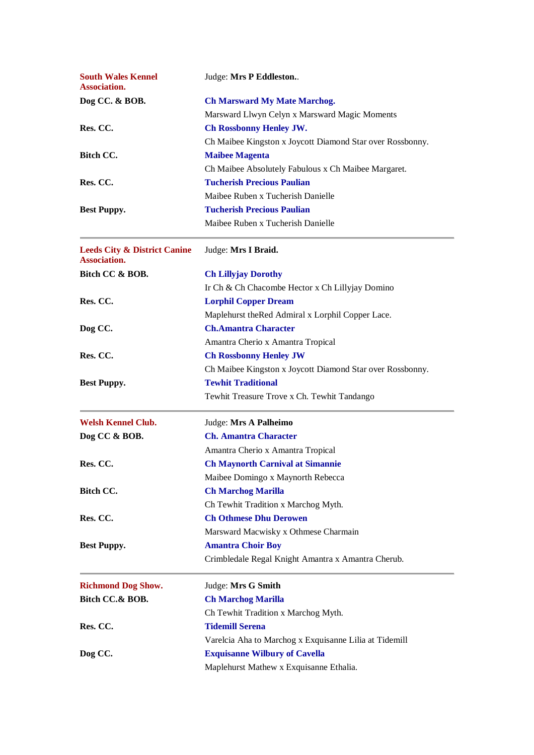| **South Wales Kennel Association.** | Judge: **Mrs P Eddleston.**. |
|---|---|
| **Dog CC. & BOB.** | **Ch Marsward My Mate Marchog.** |
| | Marsward Llwyn Celyn x Marsward Magic Moments |
| **Res. CC.** | **Ch Rossbonny Henley JW.** |
| | Ch Maibee Kingston x Joycott Diamond Star over Rossbonny. |
| **Bitch CC.** | **Maibee Magenta** |
| | Ch Maibee Absolutely Fabulous x Ch Maibee Margaret. |
| **Res. CC.** | **Tucherish Precious Paulian** |
| | Maibee Ruben x Tucherish Danielle |
| **Best Puppy.** | **Tucherish Precious Paulian** |
| | Maibee Ruben x Tucherish Danielle |

---

| **Leeds City & District Canine Association.** | Judge: **Mrs I Braid.** |
|---|---|
| **Bitch CC & BOB.** | **Ch Lillyjay Dorothy** |
| | Ir Ch & Ch Chacombe Hector x Ch Lillyjay Domino |
| **Res. CC.** | **Lorphil Copper Dream** |
| | Maplehurst theRed Admiral x Lorphil Copper Lace. |
| **Dog CC.** | **Ch.Amantra Character** |
| | Amantra Cherio x Amantra Tropical |
| **Res. CC.** | **Ch Rossbonny Henley JW** |
| | Ch Maibee Kingston x Joycott Diamond Star over Rossbonny. |
| **Best Puppy.** | **Tewhit Traditional** |
| | Tewhit Treasure Trove x Ch. Tewhit Tandango |

---

| **Welsh Kennel Club.** | Judge: **Mrs A Palheimo** |
|---|---|
| **Dog CC & BOB.** | **Ch. Amantra Character** |
| | Amantra Cherio x Amantra Tropical |
| **Res. CC.** | **Ch Maynorth Carnival at Simannie** |
| | Maibee Domingo x Maynorth Rebecca |
| **Bitch CC.** | **Ch Marchog Marilla** |
| | Ch Tewhit Tradition x Marchog Myth. |
| **Res. CC.** | **Ch Othmese Dhu Derowen** |
| | Marsward Macwisky x Othmese Charmain |
| **Best Puppy.** | **Amantra Choir Boy** |
| | Crimbledale Regal Knight Amantra x Amantra Cherub. |

---

| **Richmond Dog Show.** | Judge: **Mrs G Smith** |
|---|---|
| **Bitch CC.& BOB.** | **Ch Marchog Marilla** |
| | Ch Tewhit Tradition x Marchog Myth. |
| **Res. CC.** | **Tidemill Serena** |
| | Varelcia Aha to Marchog x Exquisanne Lilia at Tidemill |
| **Dog CC.** | **Exquisanne Wilbury of Cavella** |
| | Maplehurst Mathew x Exquisanne Ethalia. |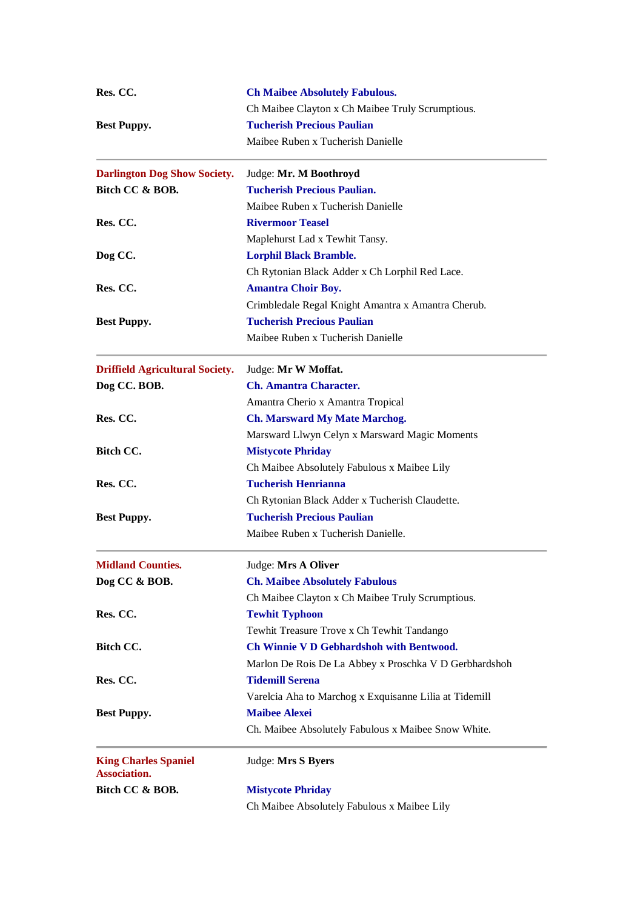**Res. CC.** **Ch Maibee Absolutely Fabulous.**
Ch Maibee Clayton x Ch Maibee Truly Scrumptious.

**Best Puppy.** **Tucherish Precious Paulian**
Maibee Ruben x Tucherish Danielle

---

**Darlington Dog Show Society.** Judge: **Mr. M Boothroyd**

**Bitch CC & BOB.** **Tucherish Precious Paulian.**
Maibee Ruben x Tucherish Danielle

**Res. CC.** **Rivermoor Teasel**
Maplehurst Lad x Tewhit Tansy.

**Dog CC.** **Lorphil Black Bramble.**
Ch Rytonian Black Adder x Ch Lorphil Red Lace.

**Res. CC.** **Amantra Choir Boy.**
Crimbledale Regal Knight Amantra x Amantra Cherub.

**Best Puppy.** **Tucherish Precious Paulian**
Maibee Ruben x Tucherish Danielle

---

**Driffield Agricultural Society.** Judge: **Mr W Moffat.**

**Dog CC. BOB.** **Ch. Amantra Character.**
Amantra Cherio x Amantra Tropical

**Res. CC.** **Ch. Marsward My Mate Marchog.**
Marsward Llwyn Celyn x Marsward Magic Moments

**Bitch CC.** **Mistycote Phriday**
Ch Maibee Absolutely Fabulous x Maibee Lily

**Res. CC.** **Tucherish Henrianna**
Ch Rytonian Black Adder x Tucherish Claudette.

**Best Puppy.** **Tucherish Precious Paulian**
Maibee Ruben x Tucherish Danielle.

---

**Midland Counties.** Judge: **Mrs A Oliver**

**Dog CC & BOB.** **Ch. Maibee Absolutely Fabulous**
Ch Maibee Clayton x Ch Maibee Truly Scrumptious.

**Res. CC.** **Tewhit Typhoon**
Tewhit Treasure Trove x Ch Tewhit Tandango

**Bitch CC.** **Ch Winnie V D Gebhardshoh with Bentwood.**
Marlon De Rois De La Abbey x Proschka V D Gerbhardshoh

**Res. CC.** **Tidemill Serena**
Varelcia Aha to Marchog x Exquisanne Lilia at Tidemill

**Best Puppy.** **Maibee Alexei**
Ch. Maibee Absolutely Fabulous x Maibee Snow White.

---

**King Charles Spaniel Association.** Judge: **Mrs S Byers**

**Bitch CC & BOB.** **Mistycote Phriday**
Ch Maibee Absolutely Fabulous x Maibee Lily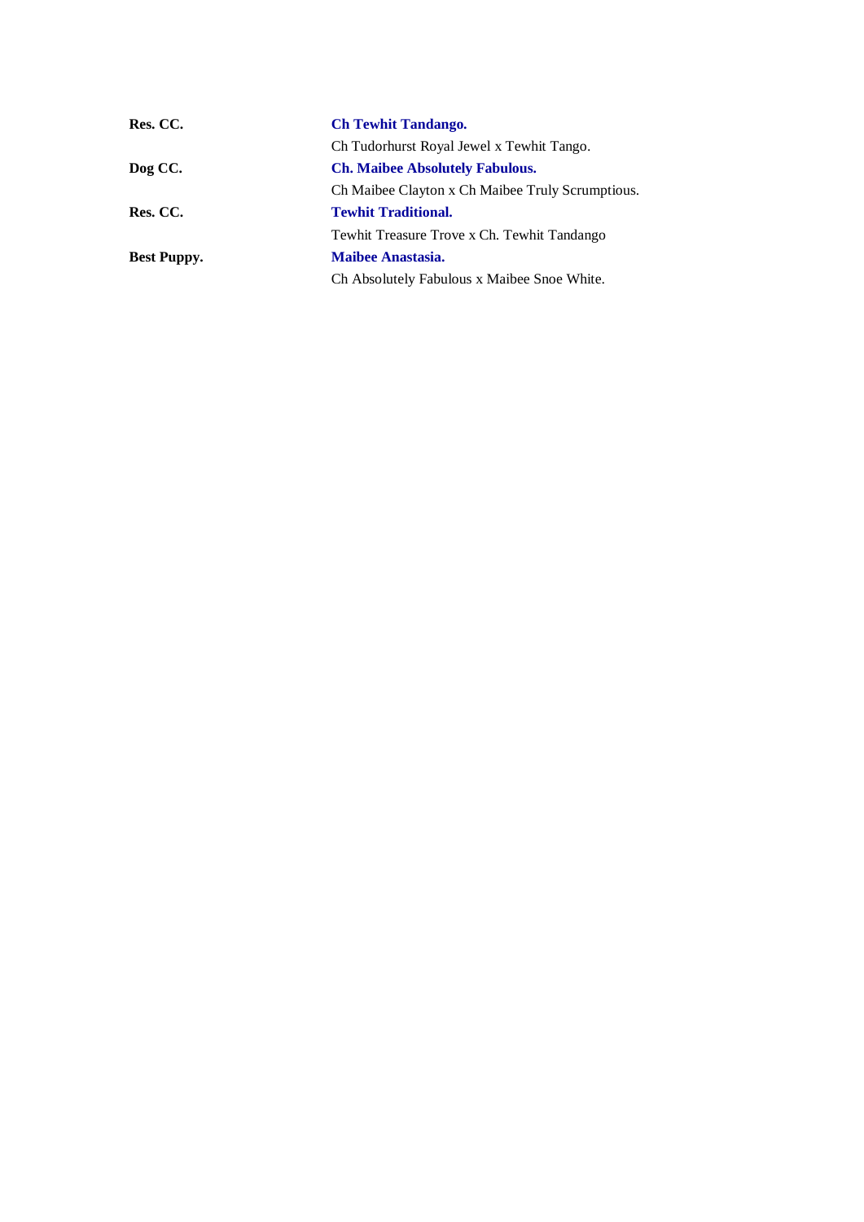| | |
|---|---|
| **Res. CC.** | **Ch Tewhit Tandango.** |
| | Ch Tudorhurst Royal Jewel x Tewhit Tango. |
| **Dog CC.** | **Ch. Maibee Absolutely Fabulous.** |
| | Ch Maibee Clayton x Ch Maibee Truly Scrumptious. |
| **Res. CC.** | **Tewhit Traditional.** |
| | Tewhit Treasure Trove x Ch. Tewhit Tandango |
| **Best Puppy.** | **Maibee Anastasia.** |
| | Ch Absolutely Fabulous x Maibee Snoe White. |